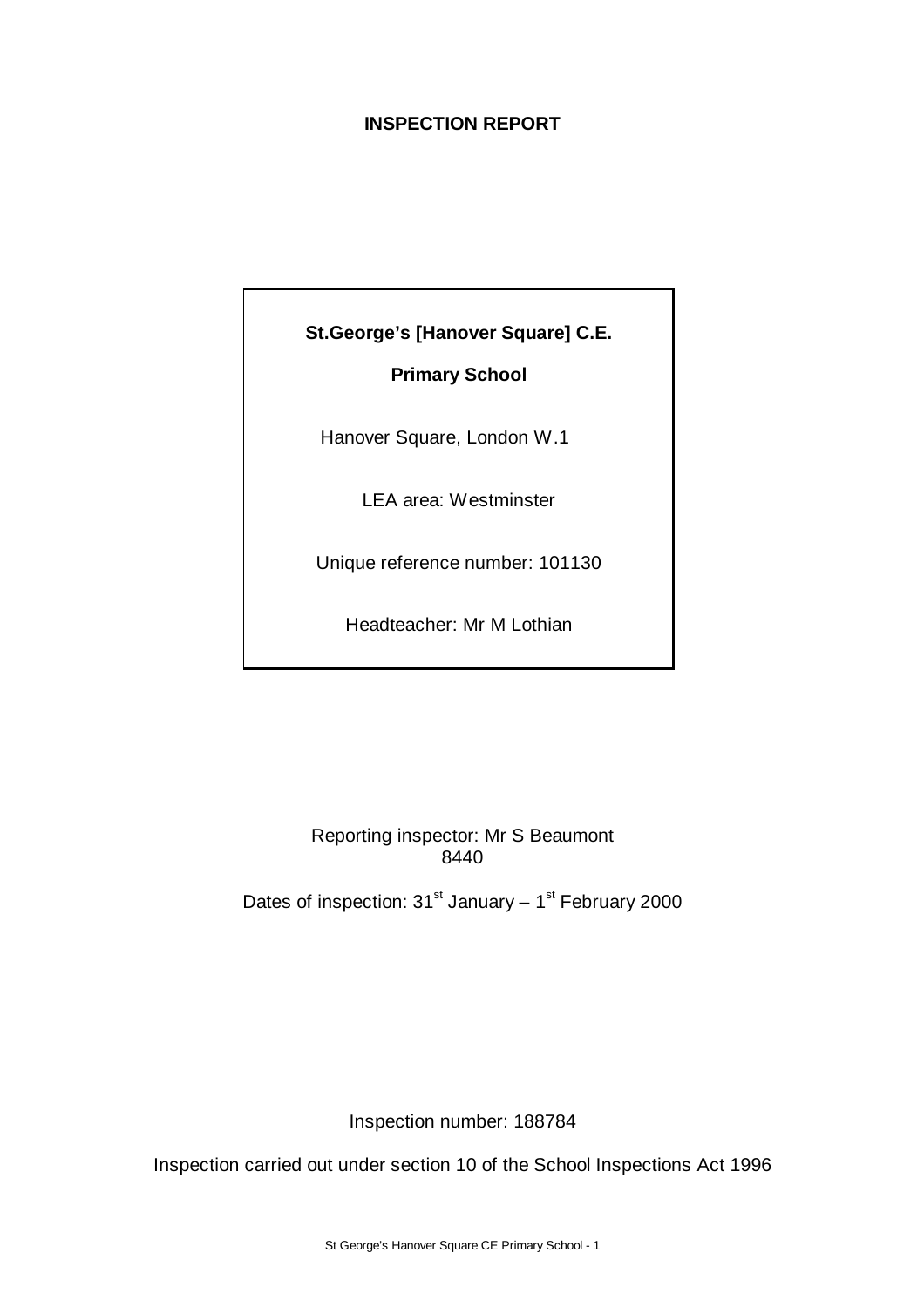# INSPECTION REPORT

**St.George's [Hanover Square] C.E.**

**Primary School**

Hanover Square, London W.1

LEA area: Westminster

Unique reference number: 101130

Headteacher: Mr M Lothian

Reporting inspector: Mr S Beaumont
8440

Dates of inspection: 31st January – 1st February 2000

Inspection number: 188784

Inspection carried out under section 10 of the School Inspections Act 1996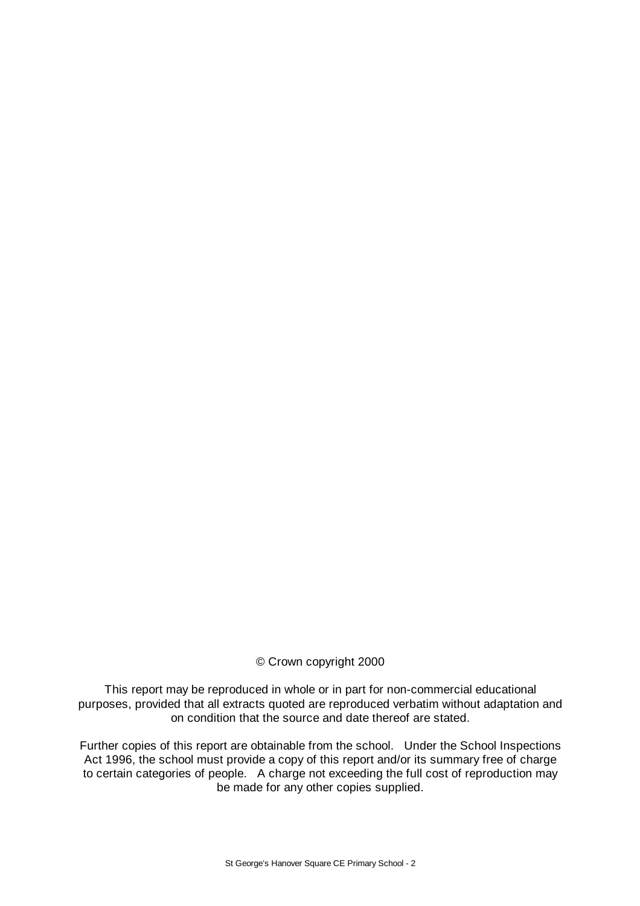© Crown copyright 2000

This report may be reproduced in whole or in part for non-commercial educational purposes, provided that all extracts quoted are reproduced verbatim without adaptation and on condition that the source and date thereof are stated.

Further copies of this report are obtainable from the school. Under the School Inspections Act 1996, the school must provide a copy of this report and/or its summary free of charge to certain categories of people. A charge not exceeding the full cost of reproduction may be made for any other copies supplied.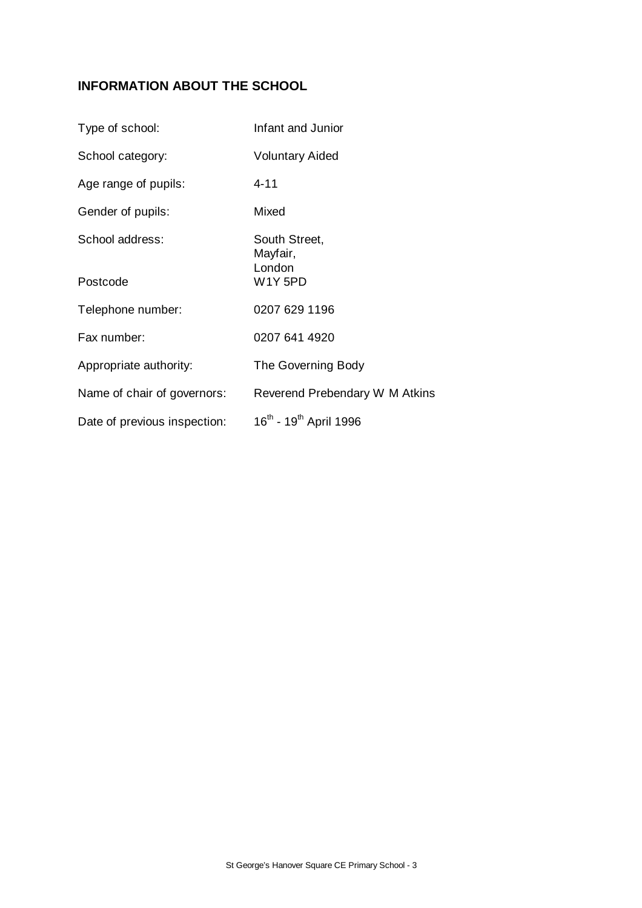## INFORMATION ABOUT THE SCHOOL

| | |
|---|---|
| Type of school: | Infant and Junior |
| School category: | Voluntary Aided |
| Age range of pupils: | 4-11 |
| Gender of pupils: | Mixed |
| School address: | South Street, Mayfair, London |
| Postcode | W1Y 5PD |
| Telephone number: | 0207 629 1196 |
| Fax number: | 0207 641 4920 |
| Appropriate authority: | The Governing Body |
| Name of chair of governors: | Reverend Prebendary W M Atkins |
| Date of previous inspection: | 16th - 19th April 1996 |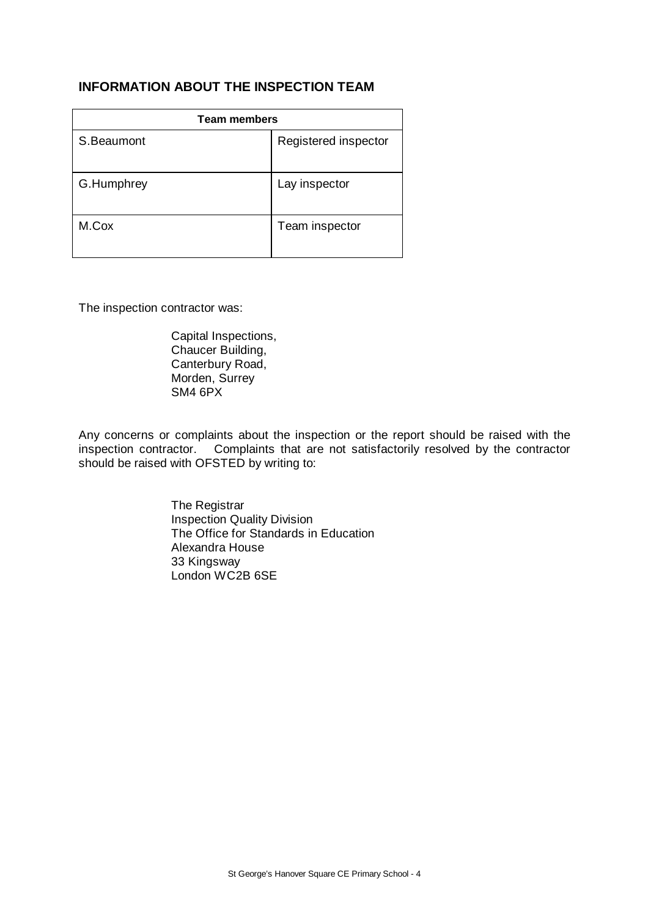## INFORMATION ABOUT THE INSPECTION TEAM

| Team members | |
|---|---|
| S.Beaumont | Registered inspector |
| G.Humphrey | Lay inspector |
| M.Cox | Team inspector |

The inspection contractor was:

Capital Inspections,
Chaucer Building,
Canterbury Road,
Morden, Surrey
SM4 6PX

Any concerns or complaints about the inspection or the report should be raised with the inspection contractor. Complaints that are not satisfactorily resolved by the contractor should be raised with OFSTED by writing to:

The Registrar
Inspection Quality Division
The Office for Standards in Education
Alexandra House
33 Kingsway
London WC2B 6SE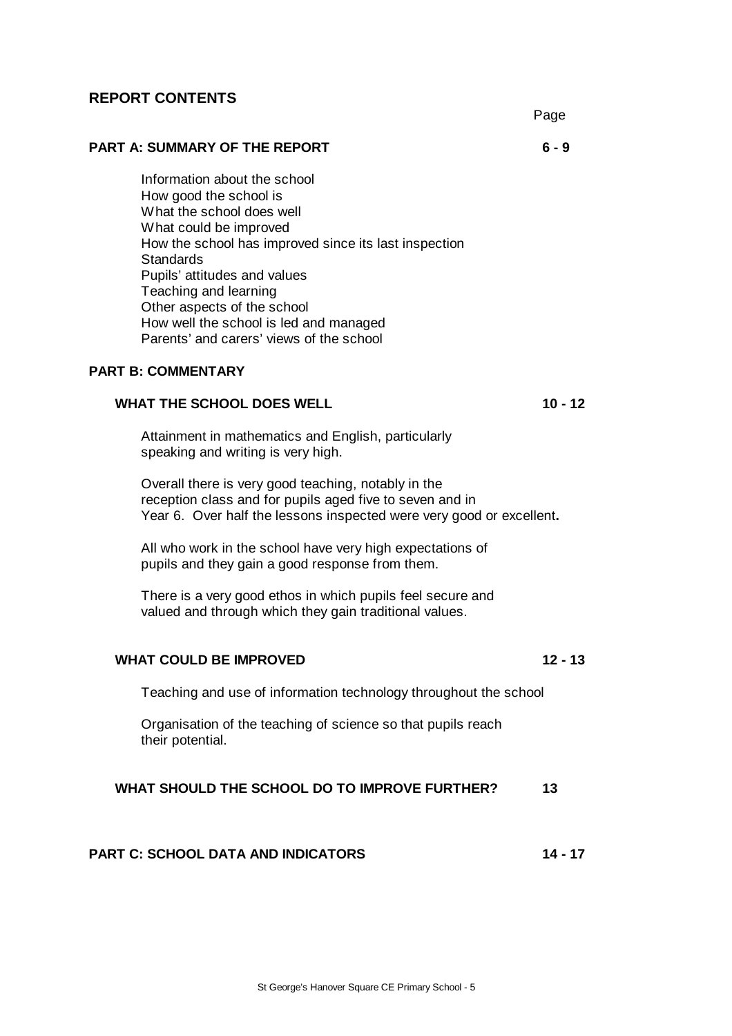## REPORT CONTENTS

| | Page |
|---|---|
| **PART A: SUMMARY OF THE REPORT** | **6 - 9** |

Information about the school
How good the school is
What the school does well
What could be improved
How the school has improved since its last inspection
Standards
Pupils' attitudes and values
Teaching and learning
Other aspects of the school
How well the school is led and managed
Parents' and carers' views of the school

**PART B: COMMENTARY**

**WHAT THE SCHOOL DOES WELL** **10 - 12**

Attainment in mathematics and English, particularly speaking and writing is very high.

Overall there is very good teaching, notably in the reception class and for pupils aged five to seven and in Year 6. Over half the lessons inspected were very good or excellent**.**

All who work in the school have very high expectations of pupils and they gain a good response from them.

There is a very good ethos in which pupils feel secure and valued and through which they gain traditional values.

**WHAT COULD BE IMPROVED** **12 - 13**

Teaching and use of information technology throughout the school

Organisation of the teaching of science so that pupils reach their potential.

**WHAT SHOULD THE SCHOOL DO TO IMPROVE FURTHER?** **13**

**PART C: SCHOOL DATA AND INDICATORS** **14 - 17**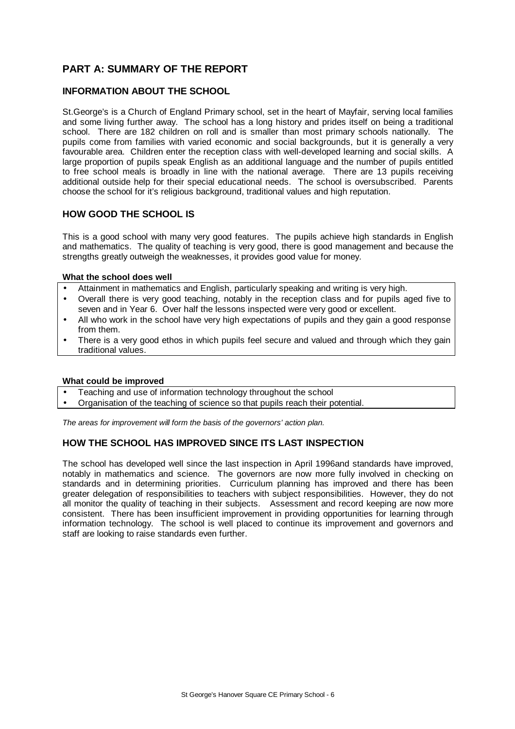## PART A: SUMMARY OF THE REPORT

### INFORMATION ABOUT THE SCHOOL

St.George's is a Church of England Primary school, set in the heart of Mayfair, serving local families and some living further away. The school has a long history and prides itself on being a traditional school. There are 182 children on roll and is smaller than most primary schools nationally. The pupils come from families with varied economic and social backgrounds, but it is generally a very favourable area. Children enter the reception class with well-developed learning and social skills. A large proportion of pupils speak English as an additional language and the number of pupils entitled to free school meals is broadly in line with the national average. There are 13 pupils receiving additional outside help for their special educational needs. The school is oversubscribed. Parents choose the school for it's religious background, traditional values and high reputation.

### HOW GOOD THE SCHOOL IS

This is a good school with many very good features. The pupils achieve high standards in English and mathematics. The quality of teaching is very good, there is good management and because the strengths greatly outweigh the weaknesses, it provides good value for money.

**What the school does well**

- Attainment in mathematics and English, particularly speaking and writing is very high.
- Overall there is very good teaching, notably in the reception class and for pupils aged five to seven and in Year 6. Over half the lessons inspected were very good or excellent.
- All who work in the school have very high expectations of pupils and they gain a good response from them.
- There is a very good ethos in which pupils feel secure and valued and through which they gain traditional values.

**What could be improved**

- Teaching and use of information technology throughout the school
- Organisation of the teaching of science so that pupils reach their potential.

*The areas for improvement will form the basis of the governors' action plan.*

### HOW THE SCHOOL HAS IMPROVED SINCE ITS LAST INSPECTION

The school has developed well since the last inspection in April 1996and standards have improved, notably in mathematics and science. The governors are now more fully involved in checking on standards and in determining priorities. Curriculum planning has improved and there has been greater delegation of responsibilities to teachers with subject responsibilities. However, they do not all monitor the quality of teaching in their subjects. Assessment and record keeping are now more consistent. There has been insufficient improvement in providing opportunities for learning through information technology. The school is well placed to continue its improvement and governors and staff are looking to raise standards even further.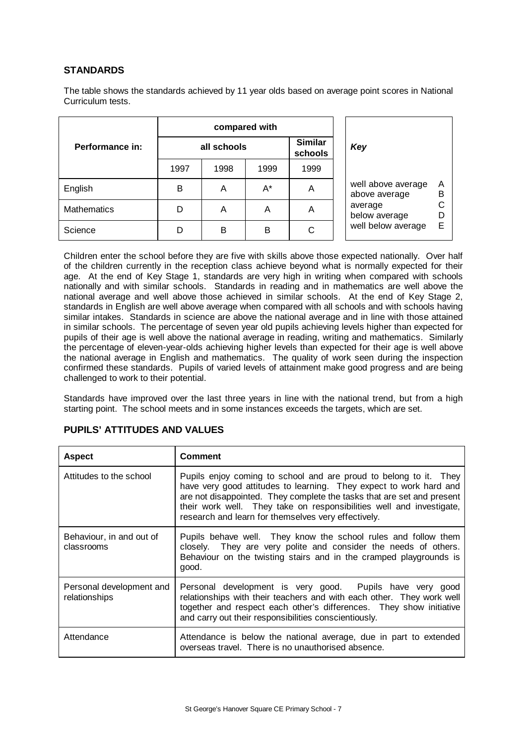## STANDARDS

The table shows the standards achieved by 11 year olds based on average point scores in National Curriculum tests.

| Performance in: | compared with | | | |
|---|---|---|---|---|
| | all schools | | | Similar schools |
| | 1997 | 1998 | 1999 | 1999 |
| English | B | A | A* | A |
| Mathematics | D | A | A | A |
| Science | D | B | B | C |

| *Key* | |
|---|---|
| well above average | A |
| above average | B |
| average | C |
| below average | D |
| well below average | E |

Children enter the school before they are five with skills above those expected nationally. Over half of the children currently in the reception class achieve beyond what is normally expected for their age. At the end of Key Stage 1, standards are very high in writing when compared with schools nationally and with similar schools. Standards in reading and in mathematics are well above the national average and well above those achieved in similar schools. At the end of Key Stage 2, standards in English are well above average when compared with all schools and with schools having similar intakes. Standards in science are above the national average and in line with those attained in similar schools. The percentage of seven year old pupils achieving levels higher than expected for pupils of their age is well above the national average in reading, writing and mathematics. Similarly the percentage of eleven-year-olds achieving higher levels than expected for their age is well above the national average in English and mathematics. The quality of work seen during the inspection confirmed these standards. Pupils of varied levels of attainment make good progress and are being challenged to work to their potential.

Standards have improved over the last three years in line with the national trend, but from a high starting point. The school meets and in some instances exceeds the targets, which are set.

## PUPILS' ATTITUDES AND VALUES

| Aspect | Comment |
|---|---|
| Attitudes to the school | Pupils enjoy coming to school and are proud to belong to it. They have very good attitudes to learning. They expect to work hard and are not disappointed. They complete the tasks that are set and present their work well. They take on responsibilities well and investigate, research and learn for themselves very effectively. |
| Behaviour, in and out of classrooms | Pupils behave well. They know the school rules and follow them closely. They are very polite and consider the needs of others. Behaviour on the twisting stairs and in the cramped playgrounds is good. |
| Personal development and relationships | Personal development is very good. Pupils have very good relationships with their teachers and with each other. They work well together and respect each other's differences. They show initiative and carry out their responsibilities conscientiously. |
| Attendance | Attendance is below the national average, due in part to extended overseas travel. There is no unauthorised absence. |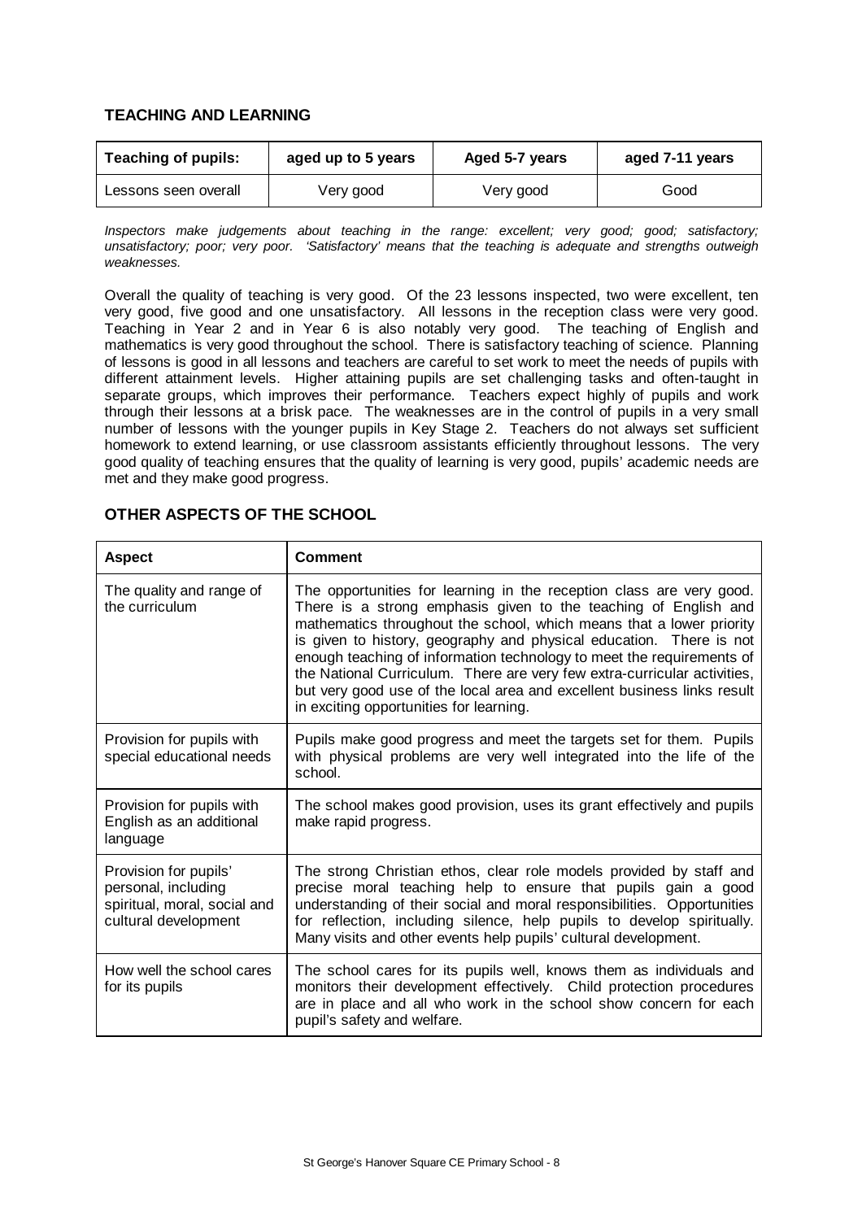## TEACHING AND LEARNING

| Teaching of pupils: | aged up to 5 years | Aged 5-7 years | aged 7-11 years |
|---|---|---|---|
| Lessons seen overall | Very good | Very good | Good |

*Inspectors make judgements about teaching in the range: excellent; very good; good; satisfactory; unsatisfactory; poor; very poor. 'Satisfactory' means that the teaching is adequate and strengths outweigh weaknesses.*

Overall the quality of teaching is very good. Of the 23 lessons inspected, two were excellent, ten very good, five good and one unsatisfactory. All lessons in the reception class were very good. Teaching in Year 2 and in Year 6 is also notably very good. The teaching of English and mathematics is very good throughout the school. There is satisfactory teaching of science. Planning of lessons is good in all lessons and teachers are careful to set work to meet the needs of pupils with different attainment levels. Higher attaining pupils are set challenging tasks and often-taught in separate groups, which improves their performance. Teachers expect highly of pupils and work through their lessons at a brisk pace. The weaknesses are in the control of pupils in a very small number of lessons with the younger pupils in Key Stage 2. Teachers do not always set sufficient homework to extend learning, or use classroom assistants efficiently throughout lessons. The very good quality of teaching ensures that the quality of learning is very good, pupils' academic needs are met and they make good progress.

## OTHER ASPECTS OF THE SCHOOL

| Aspect | Comment |
|---|---|
| The quality and range of the curriculum | The opportunities for learning in the reception class are very good. There is a strong emphasis given to the teaching of English and mathematics throughout the school, which means that a lower priority is given to history, geography and physical education. There is not enough teaching of information technology to meet the requirements of the National Curriculum. There are very few extra-curricular activities, but very good use of the local area and excellent business links result in exciting opportunities for learning. |
| Provision for pupils with special educational needs | Pupils make good progress and meet the targets set for them. Pupils with physical problems are very well integrated into the life of the school. |
| Provision for pupils with English as an additional language | The school makes good provision, uses its grant effectively and pupils make rapid progress. |
| Provision for pupils' personal, including spiritual, moral, social and cultural development | The strong Christian ethos, clear role models provided by staff and precise moral teaching help to ensure that pupils gain a good understanding of their social and moral responsibilities. Opportunities for reflection, including silence, help pupils to develop spiritually. Many visits and other events help pupils' cultural development. |
| How well the school cares for its pupils | The school cares for its pupils well, knows them as individuals and monitors their development effectively. Child protection procedures are in place and all who work in the school show concern for each pupil's safety and welfare. |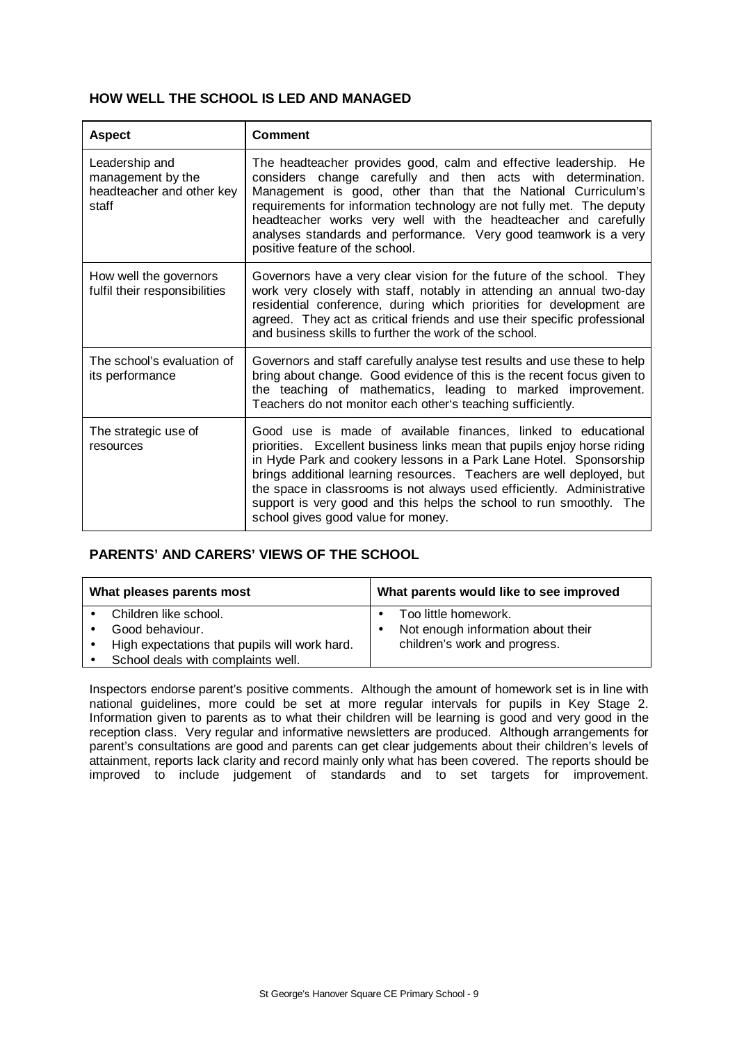## HOW WELL THE SCHOOL IS LED AND MANAGED

| Aspect | Comment |
|---|---|
| Leadership and management by the headteacher and other key staff | The headteacher provides good, calm and effective leadership. He considers change carefully and then acts with determination. Management is good, other than that the National Curriculum's requirements for information technology are not fully met. The deputy headteacher works very well with the headteacher and carefully analyses standards and performance. Very good teamwork is a very positive feature of the school. |
| How well the governors fulfil their responsibilities | Governors have a very clear vision for the future of the school. They work very closely with staff, notably in attending an annual two-day residential conference, during which priorities for development are agreed. They act as critical friends and use their specific professional and business skills to further the work of the school. |
| The school's evaluation of its performance | Governors and staff carefully analyse test results and use these to help bring about change. Good evidence of this is the recent focus given to the teaching of mathematics, leading to marked improvement. Teachers do not monitor each other's teaching sufficiently. |
| The strategic use of resources | Good use is made of available finances, linked to educational priorities. Excellent business links mean that pupils enjoy horse riding in Hyde Park and cookery lessons in a Park Lane Hotel. Sponsorship brings additional learning resources. Teachers are well deployed, but the space in classrooms is not always used efficiently. Administrative support is very good and this helps the school to run smoothly. The school gives good value for money. |

## PARENTS' AND CARERS' VIEWS OF THE SCHOOL

| What pleases parents most | What parents would like to see improved |
|---|---|
| • Children like school.<br>• Good behaviour.<br>• High expectations that pupils will work hard.<br>• School deals with complaints well. | • Too little homework.<br>• Not enough information about their children's work and progress. |

Inspectors endorse parent's positive comments. Although the amount of homework set is in line with national guidelines, more could be set at more regular intervals for pupils in Key Stage 2. Information given to parents as to what their children will be learning is good and very good in the reception class. Very regular and informative newsletters are produced. Although arrangements for parent's consultations are good and parents can get clear judgements about their children's levels of attainment, reports lack clarity and record mainly only what has been covered. The reports should be improved to include judgement of standards and to set targets for improvement.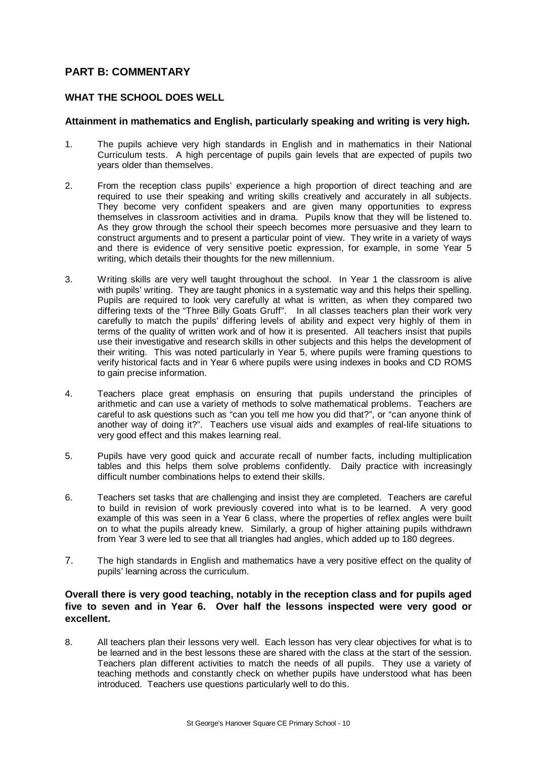## PART B: COMMENTARY

### WHAT THE SCHOOL DOES WELL

**Attainment in mathematics and English, particularly speaking and writing is very high.**

1. The pupils achieve very high standards in English and in mathematics in their National Curriculum tests. A high percentage of pupils gain levels that are expected of pupils two years older than themselves.

2. From the reception class pupils' experience a high proportion of direct teaching and are required to use their speaking and writing skills creatively and accurately in all subjects. They become very confident speakers and are given many opportunities to express themselves in classroom activities and in drama. Pupils know that they will be listened to. As they grow through the school their speech becomes more persuasive and they learn to construct arguments and to present a particular point of view. They write in a variety of ways and there is evidence of very sensitive poetic expression, for example, in some Year 5 writing, which details their thoughts for the new millennium.

3. Writing skills are very well taught throughout the school. In Year 1 the classroom is alive with pupils' writing. They are taught phonics in a systematic way and this helps their spelling. Pupils are required to look very carefully at what is written, as when they compared two differing texts of the "Three Billy Goats Gruff". In all classes teachers plan their work very carefully to match the pupils' differing levels of ability and expect very highly of them in terms of the quality of written work and of how it is presented. All teachers insist that pupils use their investigative and research skills in other subjects and this helps the development of their writing. This was noted particularly in Year 5, where pupils were framing questions to verify historical facts and in Year 6 where pupils were using indexes in books and CD ROMS to gain precise information.

4. Teachers place great emphasis on ensuring that pupils understand the principles of arithmetic and can use a variety of methods to solve mathematical problems. Teachers are careful to ask questions such as "can you tell me how you did that?", or "can anyone think of another way of doing it?". Teachers use visual aids and examples of real-life situations to very good effect and this makes learning real.

5. Pupils have very good quick and accurate recall of number facts, including multiplication tables and this helps them solve problems confidently. Daily practice with increasingly difficult number combinations helps to extend their skills.

6. Teachers set tasks that are challenging and insist they are completed. Teachers are careful to build in revision of work previously covered into what is to be learned. A very good example of this was seen in a Year 6 class, where the properties of reflex angles were built on to what the pupils already knew. Similarly, a group of higher attaining pupils withdrawn from Year 3 were led to see that all triangles had angles, which added up to 180 degrees.

7. The high standards in English and mathematics have a very positive effect on the quality of pupils' learning across the curriculum.

**Overall there is very good teaching, notably in the reception class and for pupils aged five to seven and in Year 6. Over half the lessons inspected were very good or excellent.**

8. All teachers plan their lessons very well. Each lesson has very clear objectives for what is to be learned and in the best lessons these are shared with the class at the start of the session. Teachers plan different activities to match the needs of all pupils. They use a variety of teaching methods and constantly check on whether pupils have understood what has been introduced. Teachers use questions particularly well to do this.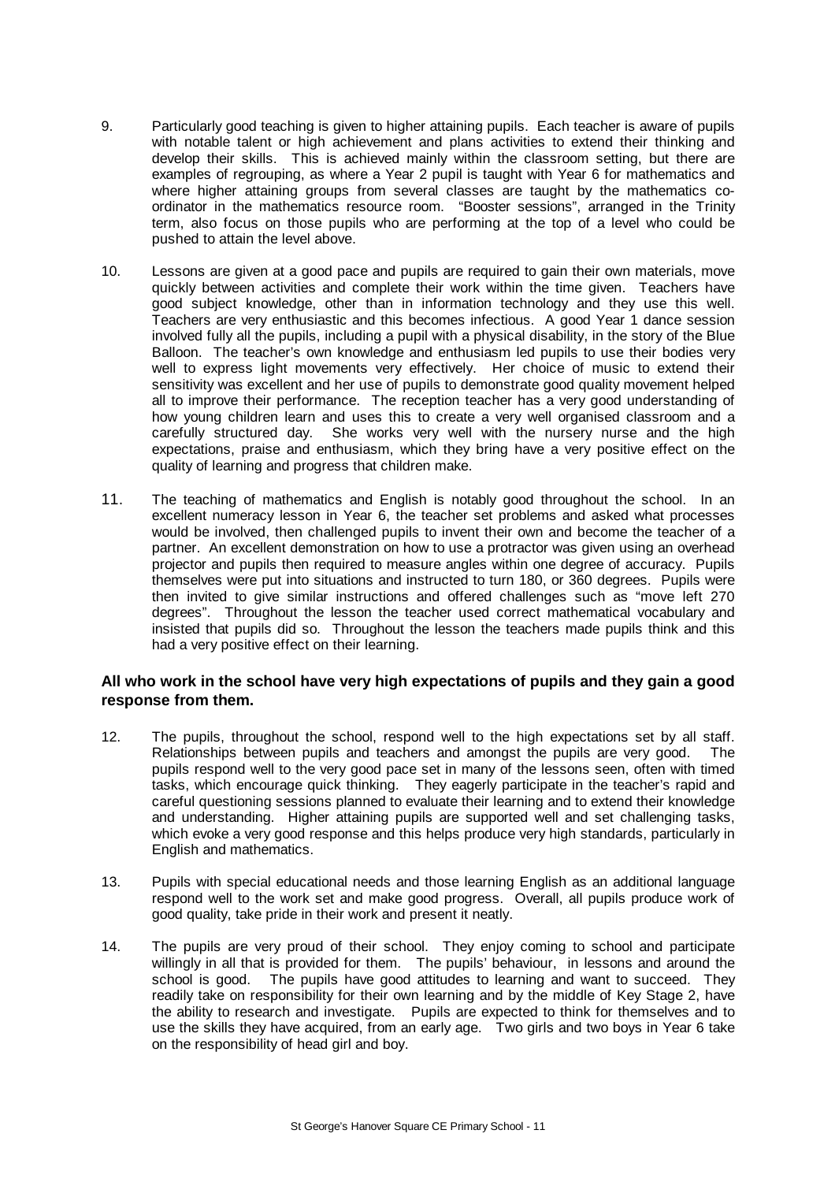9. Particularly good teaching is given to higher attaining pupils. Each teacher is aware of pupils with notable talent or high achievement and plans activities to extend their thinking and develop their skills. This is achieved mainly within the classroom setting, but there are examples of regrouping, as where a Year 2 pupil is taught with Year 6 for mathematics and where higher attaining groups from several classes are taught by the mathematics co-ordinator in the mathematics resource room. "Booster sessions", arranged in the Trinity term, also focus on those pupils who are performing at the top of a level who could be pushed to attain the level above.

10. Lessons are given at a good pace and pupils are required to gain their own materials, move quickly between activities and complete their work within the time given. Teachers have good subject knowledge, other than in information technology and they use this well. Teachers are very enthusiastic and this becomes infectious. A good Year 1 dance session involved fully all the pupils, including a pupil with a physical disability, in the story of the Blue Balloon. The teacher's own knowledge and enthusiasm led pupils to use their bodies very well to express light movements very effectively. Her choice of music to extend their sensitivity was excellent and her use of pupils to demonstrate good quality movement helped all to improve their performance. The reception teacher has a very good understanding of how young children learn and uses this to create a very well organised classroom and a carefully structured day. She works very well with the nursery nurse and the high expectations, praise and enthusiasm, which they bring have a very positive effect on the quality of learning and progress that children make.

11. The teaching of mathematics and English is notably good throughout the school. In an excellent numeracy lesson in Year 6, the teacher set problems and asked what processes would be involved, then challenged pupils to invent their own and become the teacher of a partner. An excellent demonstration on how to use a protractor was given using an overhead projector and pupils then required to measure angles within one degree of accuracy. Pupils themselves were put into situations and instructed to turn 180, or 360 degrees. Pupils were then invited to give similar instructions and offered challenges such as "move left 270 degrees". Throughout the lesson the teacher used correct mathematical vocabulary and insisted that pupils did so. Throughout the lesson the teachers made pupils think and this had a very positive effect on their learning.

### All who work in the school have very high expectations of pupils and they gain a good response from them.

12. The pupils, throughout the school, respond well to the high expectations set by all staff. Relationships between pupils and teachers and amongst the pupils are very good. The pupils respond well to the very good pace set in many of the lessons seen, often with timed tasks, which encourage quick thinking. They eagerly participate in the teacher's rapid and careful questioning sessions planned to evaluate their learning and to extend their knowledge and understanding. Higher attaining pupils are supported well and set challenging tasks, which evoke a very good response and this helps produce very high standards, particularly in English and mathematics.

13. Pupils with special educational needs and those learning English as an additional language respond well to the work set and make good progress. Overall, all pupils produce work of good quality, take pride in their work and present it neatly.

14. The pupils are very proud of their school. They enjoy coming to school and participate willingly in all that is provided for them. The pupils' behaviour, in lessons and around the school is good. The pupils have good attitudes to learning and want to succeed. They readily take on responsibility for their own learning and by the middle of Key Stage 2, have the ability to research and investigate. Pupils are expected to think for themselves and to use the skills they have acquired, from an early age. Two girls and two boys in Year 6 take on the responsibility of head girl and boy.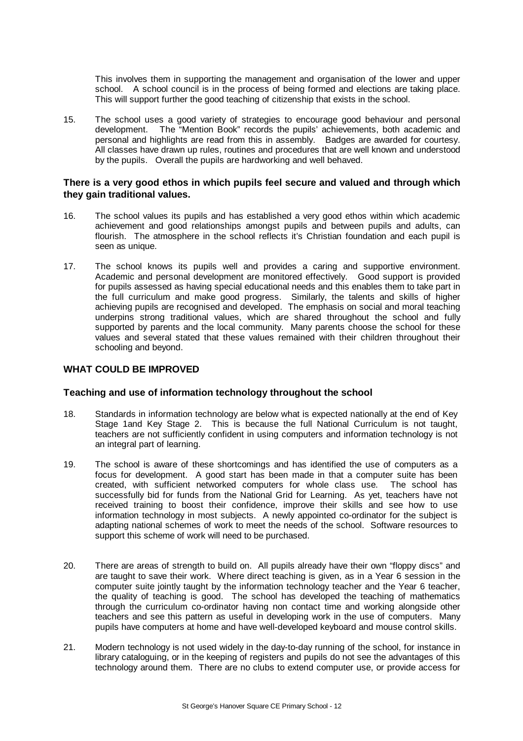This involves them in supporting the management and organisation of the lower and upper school. A school council is in the process of being formed and elections are taking place. This will support further the good teaching of citizenship that exists in the school.

15. The school uses a good variety of strategies to encourage good behaviour and personal development. The "Mention Book" records the pupils' achievements, both academic and personal and highlights are read from this in assembly. Badges are awarded for courtesy. All classes have drawn up rules, routines and procedures that are well known and understood by the pupils. Overall the pupils are hardworking and well behaved.

### There is a very good ethos in which pupils feel secure and valued and through which they gain traditional values.

16. The school values its pupils and has established a very good ethos within which academic achievement and good relationships amongst pupils and between pupils and adults, can flourish. The atmosphere in the school reflects it's Christian foundation and each pupil is seen as unique.

17. The school knows its pupils well and provides a caring and supportive environment. Academic and personal development are monitored effectively. Good support is provided for pupils assessed as having special educational needs and this enables them to take part in the full curriculum and make good progress. Similarly, the talents and skills of higher achieving pupils are recognised and developed. The emphasis on social and moral teaching underpins strong traditional values, which are shared throughout the school and fully supported by parents and the local community. Many parents choose the school for these values and several stated that these values remained with their children throughout their schooling and beyond.

## WHAT COULD BE IMPROVED

### Teaching and use of information technology throughout the school

18. Standards in information technology are below what is expected nationally at the end of Key Stage 1and Key Stage 2. This is because the full National Curriculum is not taught, teachers are not sufficiently confident in using computers and information technology is not an integral part of learning.

19. The school is aware of these shortcomings and has identified the use of computers as a focus for development. A good start has been made in that a computer suite has been created, with sufficient networked computers for whole class use. The school has successfully bid for funds from the National Grid for Learning. As yet, teachers have not received training to boost their confidence, improve their skills and see how to use information technology in most subjects. A newly appointed co-ordinator for the subject is adapting national schemes of work to meet the needs of the school. Software resources to support this scheme of work will need to be purchased.

20. There are areas of strength to build on. All pupils already have their own "floppy discs" and are taught to save their work. Where direct teaching is given, as in a Year 6 session in the computer suite jointly taught by the information technology teacher and the Year 6 teacher, the quality of teaching is good. The school has developed the teaching of mathematics through the curriculum co-ordinator having non contact time and working alongside other teachers and see this pattern as useful in developing work in the use of computers. Many pupils have computers at home and have well-developed keyboard and mouse control skills.

21. Modern technology is not used widely in the day-to-day running of the school, for instance in library cataloguing, or in the keeping of registers and pupils do not see the advantages of this technology around them. There are no clubs to extend computer use, or provide access for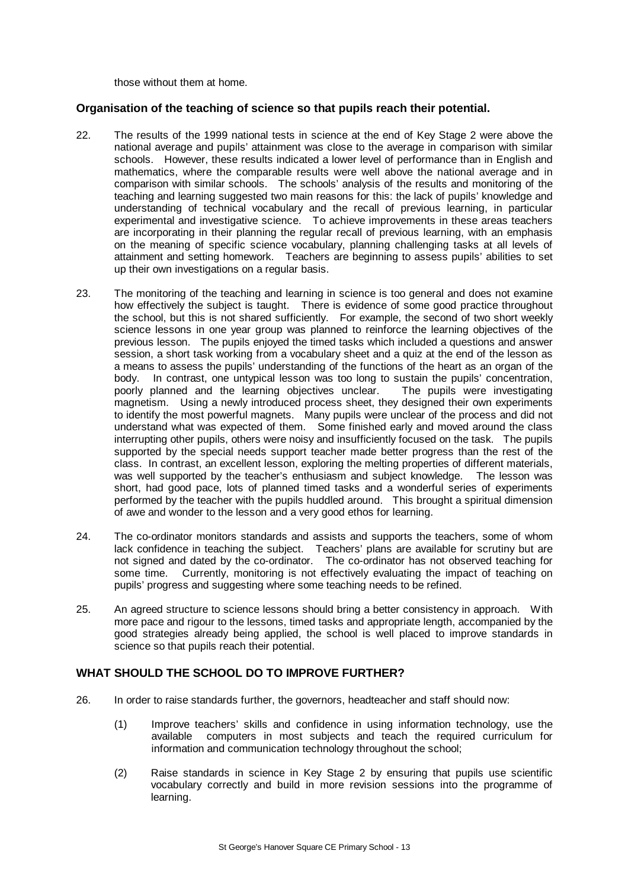those without them at home.

### Organisation of the teaching of science so that pupils reach their potential.

22. The results of the 1999 national tests in science at the end of Key Stage 2 were above the national average and pupils' attainment was close to the average in comparison with similar schools. However, these results indicated a lower level of performance than in English and mathematics, where the comparable results were well above the national average and in comparison with similar schools. The schools' analysis of the results and monitoring of the teaching and learning suggested two main reasons for this: the lack of pupils' knowledge and understanding of technical vocabulary and the recall of previous learning, in particular experimental and investigative science. To achieve improvements in these areas teachers are incorporating in their planning the regular recall of previous learning, with an emphasis on the meaning of specific science vocabulary, planning challenging tasks at all levels of attainment and setting homework. Teachers are beginning to assess pupils' abilities to set up their own investigations on a regular basis.

23. The monitoring of the teaching and learning in science is too general and does not examine how effectively the subject is taught. There is evidence of some good practice throughout the school, but this is not shared sufficiently. For example, the second of two short weekly science lessons in one year group was planned to reinforce the learning objectives of the previous lesson. The pupils enjoyed the timed tasks which included a questions and answer session, a short task working from a vocabulary sheet and a quiz at the end of the lesson as a means to assess the pupils' understanding of the functions of the heart as an organ of the body. In contrast, one untypical lesson was too long to sustain the pupils' concentration, poorly planned and the learning objectives unclear. The pupils were investigating magnetism. Using a newly introduced process sheet, they designed their own experiments to identify the most powerful magnets. Many pupils were unclear of the process and did not understand what was expected of them. Some finished early and moved around the class interrupting other pupils, others were noisy and insufficiently focused on the task. The pupils supported by the special needs support teacher made better progress than the rest of the class. In contrast, an excellent lesson, exploring the melting properties of different materials, was well supported by the teacher's enthusiasm and subject knowledge. The lesson was short, had good pace, lots of planned timed tasks and a wonderful series of experiments performed by the teacher with the pupils huddled around. This brought a spiritual dimension of awe and wonder to the lesson and a very good ethos for learning.

24. The co-ordinator monitors standards and assists and supports the teachers, some of whom lack confidence in teaching the subject. Teachers' plans are available for scrutiny but are not signed and dated by the co-ordinator. The co-ordinator has not observed teaching for some time. Currently, monitoring is not effectively evaluating the impact of teaching on pupils' progress and suggesting where some teaching needs to be refined.

25. An agreed structure to science lessons should bring a better consistency in approach. With more pace and rigour to the lessons, timed tasks and appropriate length, accompanied by the good strategies already being applied, the school is well placed to improve standards in science so that pupils reach their potential.

## WHAT SHOULD THE SCHOOL DO TO IMPROVE FURTHER?

26. In order to raise standards further, the governors, headteacher and staff should now:

    (1) Improve teachers' skills and confidence in using information technology, use the available computers in most subjects and teach the required curriculum for information and communication technology throughout the school;

    (2) Raise standards in science in Key Stage 2 by ensuring that pupils use scientific vocabulary correctly and build in more revision sessions into the programme of learning.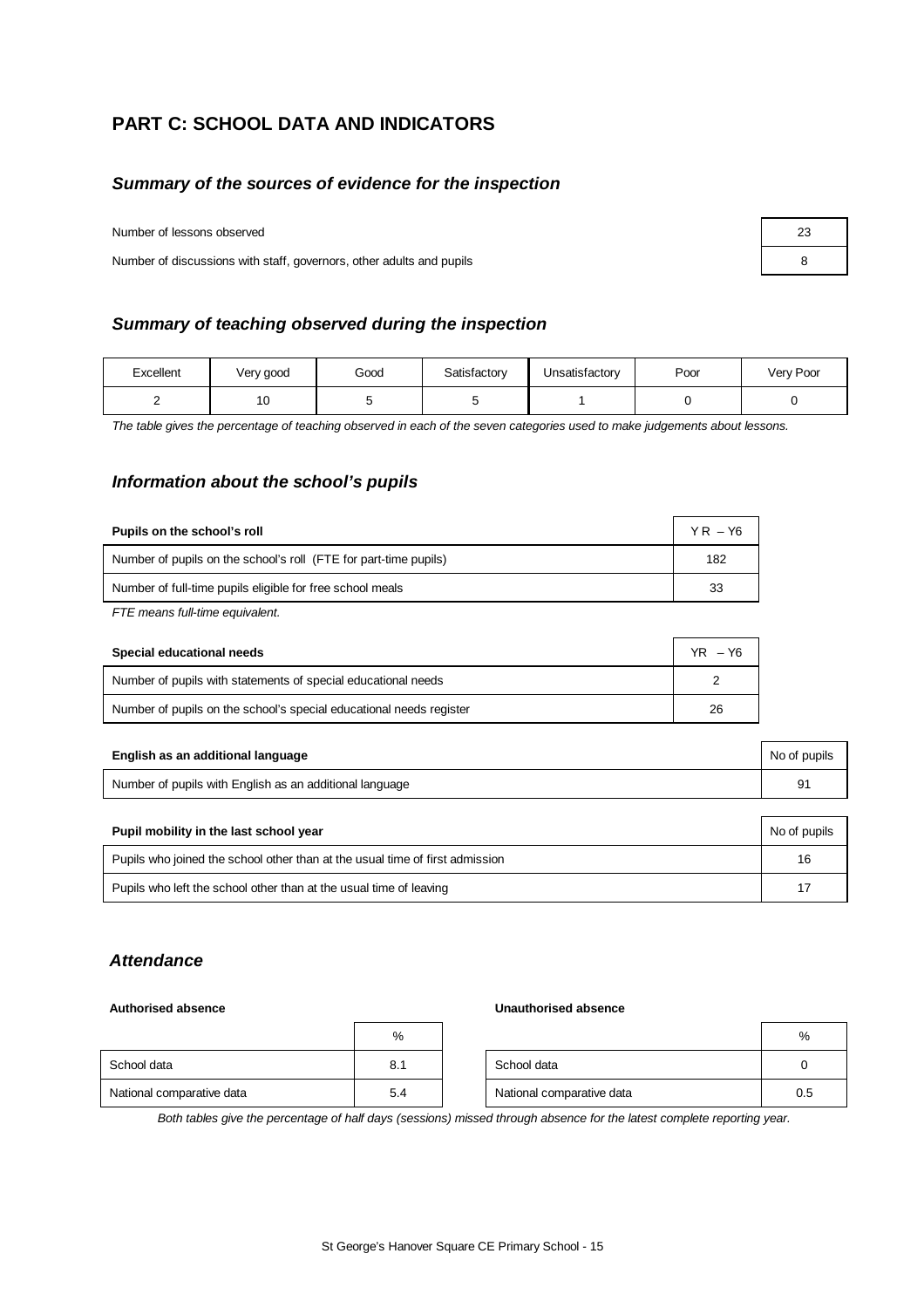## PART C: SCHOOL DATA AND INDICATORS

### *Summary of the sources of evidence for the inspection*

| | |
|---|---|
| Number of lessons observed | 23 |
| Number of discussions with staff, governors, other adults and pupils | 8 |

### *Summary of teaching observed during the inspection*

| Excellent | Very good | Good | Satisfactory | Unsatisfactory | Poor | Very Poor |
|---|---|---|---|---|---|---|
| 2 | 10 | 5 | 5 | 1 | 0 | 0 |

*The table gives the percentage of teaching observed in each of the seven categories used to make judgements about lessons.*

### *Information about the school's pupils*

| **Pupils on the school's roll** | YR – Y6 |
|---|---|
| Number of pupils on the school's roll (FTE for part-time pupils) | 182 |
| Number of full-time pupils eligible for free school meals | 33 |

*FTE means full-time equivalent.*

| **Special educational needs** | YR – Y6 |
|---|---|
| Number of pupils with statements of special educational needs | 2 |
| Number of pupils on the school's special educational needs register | 26 |

| **English as an additional language** | No of pupils |
|---|---|
| Number of pupils with English as an additional language | 91 |

| **Pupil mobility in the last school year** | No of pupils |
|---|---|
| Pupils who joined the school other than at the usual time of first admission | 16 |
| Pupils who left the school other than at the usual time of leaving | 17 |

### *Attendance*

**Authorised absence**

| | % |
|---|---|
| School data | 8.1 |
| National comparative data | 5.4 |

**Unauthorised absence**

| | % |
|---|---|
| School data | 0 |
| National comparative data | 0.5 |

*Both tables give the percentage of half days (sessions) missed through absence for the latest complete reporting year.*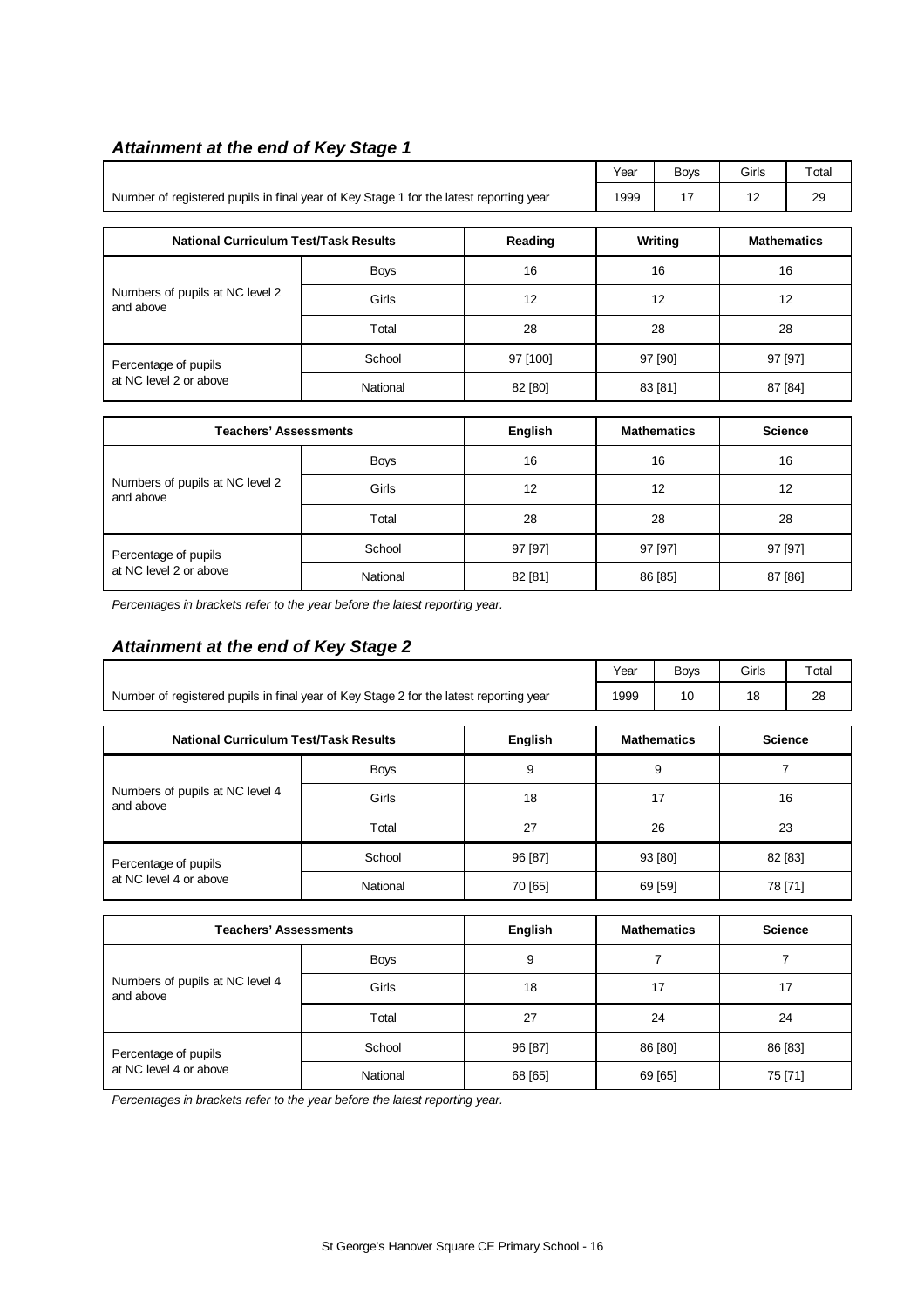### *Attainment at the end of Key Stage 1*

| | Year | Boys | Girls | Total |
|---|---|---|---|---|
| Number of registered pupils in final year of Key Stage 1 for the latest reporting year | 1999 | 17 | 12 | 29 |

| National Curriculum Test/Task Results | | Reading | Writing | Mathematics |
|---|---|---|---|---|
| Numbers of pupils at NC level 2 and above | Boys | 16 | 16 | 16 |
| | Girls | 12 | 12 | 12 |
| | Total | 28 | 28 | 28 |
| Percentage of pupils at NC level 2 or above | School | 97 [100] | 97 [90] | 97 [97] |
| | National | 82 [80] | 83 [81] | 87 [84] |

| Teachers' Assessments | | English | Mathematics | Science |
|---|---|---|---|---|
| Numbers of pupils at NC level 2 and above | Boys | 16 | 16 | 16 |
| | Girls | 12 | 12 | 12 |
| | Total | 28 | 28 | 28 |
| Percentage of pupils at NC level 2 or above | School | 97 [97] | 97 [97] | 97 [97] |
| | National | 82 [81] | 86 [85] | 87 [86] |

*Percentages in brackets refer to the year before the latest reporting year.*

### *Attainment at the end of Key Stage 2*

| | Year | Boys | Girls | Total |
|---|---|---|---|---|
| Number of registered pupils in final year of Key Stage 2 for the latest reporting year | 1999 | 10 | 18 | 28 |

| National Curriculum Test/Task Results | | English | Mathematics | Science |
|---|---|---|---|---|
| Numbers of pupils at NC level 4 and above | Boys | 9 | 9 | 7 |
| | Girls | 18 | 17 | 16 |
| | Total | 27 | 26 | 23 |
| Percentage of pupils at NC level 4 or above | School | 96 [87] | 93 [80] | 82 [83] |
| | National | 70 [65] | 69 [59] | 78 [71] |

| Teachers' Assessments | | English | Mathematics | Science |
|---|---|---|---|---|
| Numbers of pupils at NC level 4 and above | Boys | 9 | 7 | 7 |
| | Girls | 18 | 17 | 17 |
| | Total | 27 | 24 | 24 |
| Percentage of pupils at NC level 4 or above | School | 96 [87] | 86 [80] | 86 [83] |
| | National | 68 [65] | 69 [65] | 75 [71] |

*Percentages in brackets refer to the year before the latest reporting year.*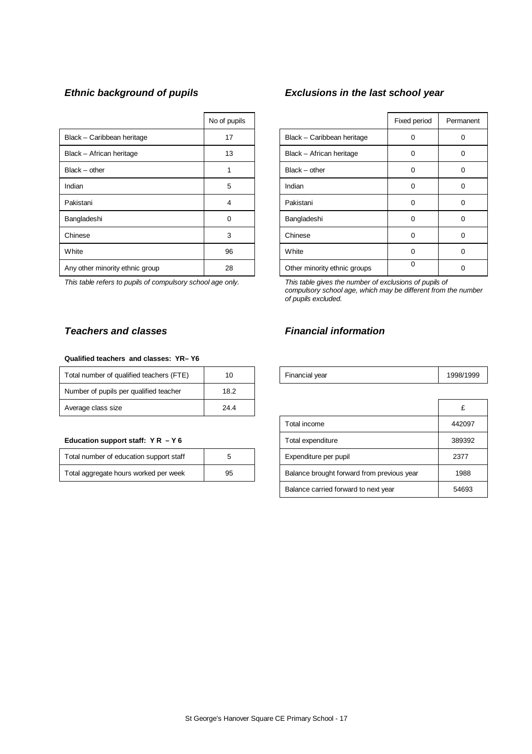### *Ethnic background of pupils*

| | No of pupils |
|---|---|
| Black – Caribbean heritage | 17 |
| Black – African heritage | 13 |
| Black – other | 1 |
| Indian | 5 |
| Pakistani | 4 |
| Bangladeshi | 0 |
| Chinese | 3 |
| White | 96 |
| Any other minority ethnic group | 28 |

*This table refers to pupils of compulsory school age only.*

### *Exclusions in the last school year*

| | Fixed period | Permanent |
|---|---|---|
| Black – Caribbean heritage | 0 | 0 |
| Black – African heritage | 0 | 0 |
| Black – other | 0 | 0 |
| Indian | 0 | 0 |
| Pakistani | 0 | 0 |
| Bangladeshi | 0 | 0 |
| Chinese | 0 | 0 |
| White | 0 | 0 |
| Other minority ethnic groups | 0 | 0 |

*This table gives the number of exclusions of pupils of compulsory school age, which may be different from the number of pupils excluded.*

### *Teachers and classes*

**Qualified teachers and classes: YR– Y6**

| | |
|---|---|
| Total number of qualified teachers (FTE) | 10 |
| Number of pupils per qualified teacher | 18.2 |
| Average class size | 24.4 |

**Education support staff: Y R – Y 6**

| | |
|---|---|
| Total number of education support staff | 5 |
| Total aggregate hours worked per week | 95 |

### *Financial information*

| | |
|---|---|
| Financial year | 1998/1999 |

| | £ |
|---|---|
| Total income | 442097 |
| Total expenditure | 389392 |
| Expenditure per pupil | 2377 |
| Balance brought forward from previous year | 1988 |
| Balance carried forward to next year | 54693 |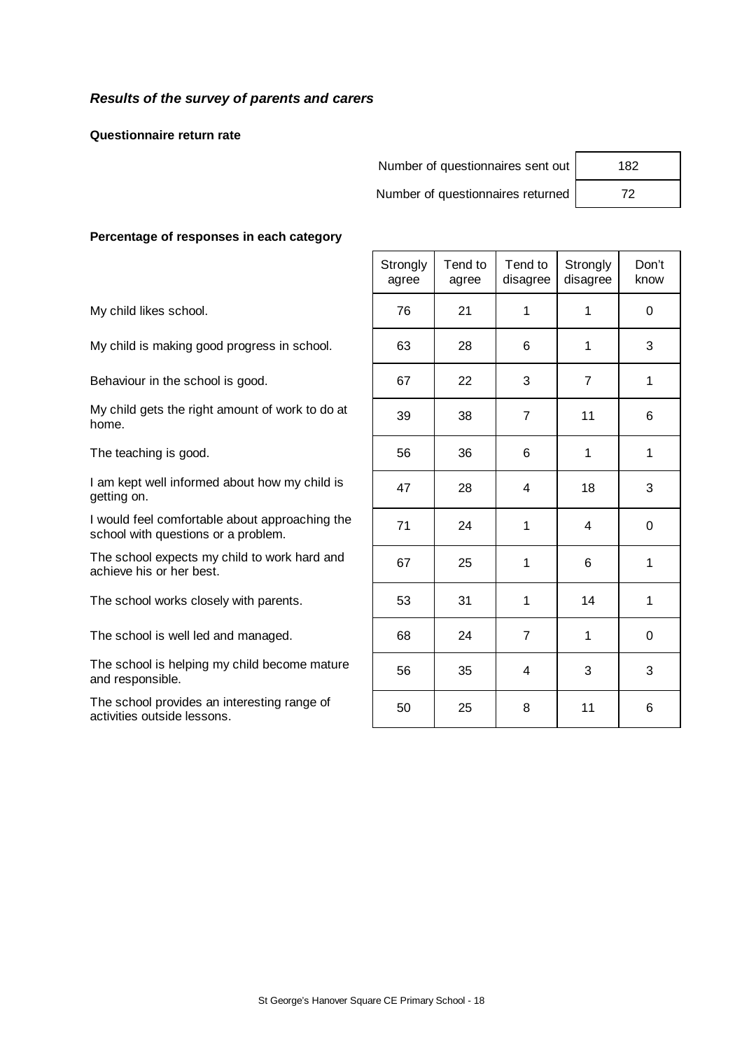### *Results of the survey of parents and carers*

**Questionnaire return rate**

| | |
|---|---|
| Number of questionnaires sent out | 182 |
| Number of questionnaires returned | 72 |

**Percentage of responses in each category**

| | Strongly agree | Tend to agree | Tend to disagree | Strongly disagree | Don't know |
|---|---|---|---|---|---|
| My child likes school. | 76 | 21 | 1 | 1 | 0 |
| My child is making good progress in school. | 63 | 28 | 6 | 1 | 3 |
| Behaviour in the school is good. | 67 | 22 | 3 | 7 | 1 |
| My child gets the right amount of work to do at home. | 39 | 38 | 7 | 11 | 6 |
| The teaching is good. | 56 | 36 | 6 | 1 | 1 |
| I am kept well informed about how my child is getting on. | 47 | 28 | 4 | 18 | 3 |
| I would feel comfortable about approaching the school with questions or a problem. | 71 | 24 | 1 | 4 | 0 |
| The school expects my child to work hard and achieve his or her best. | 67 | 25 | 1 | 6 | 1 |
| The school works closely with parents. | 53 | 31 | 1 | 14 | 1 |
| The school is well led and managed. | 68 | 24 | 7 | 1 | 0 |
| The school is helping my child become mature and responsible. | 56 | 35 | 4 | 3 | 3 |
| The school provides an interesting range of activities outside lessons. | 50 | 25 | 8 | 11 | 6 |